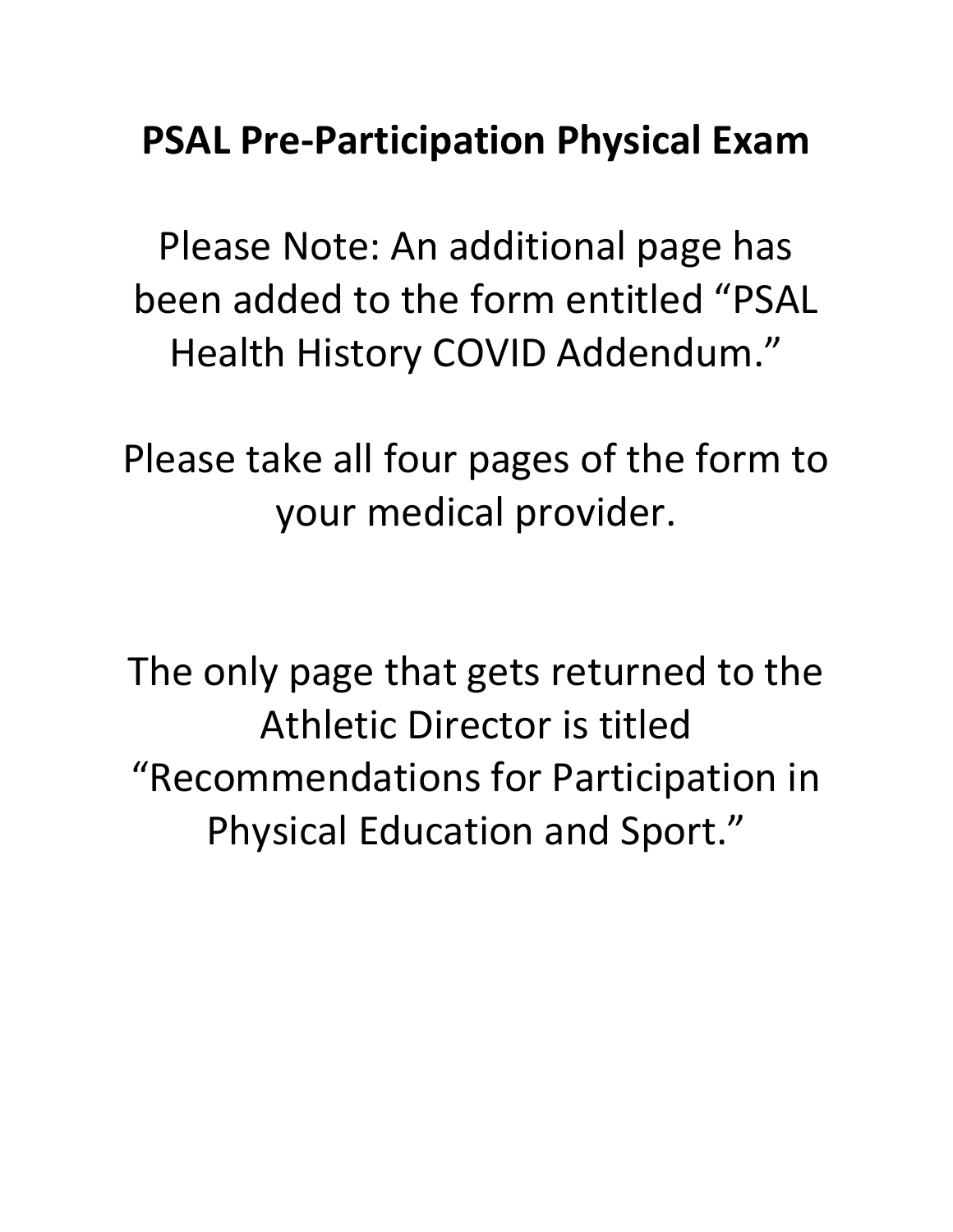# PSAL Pre-Participation Physical Exam

Please Note: An additional page has been added to the form entitled "PSAL Health History COVID Addendum."

Please take all four pages of the form to your medical provider.

The only page that gets returned to the Athletic Director is titled "Recommendations for Participation in Physical Education and Sport."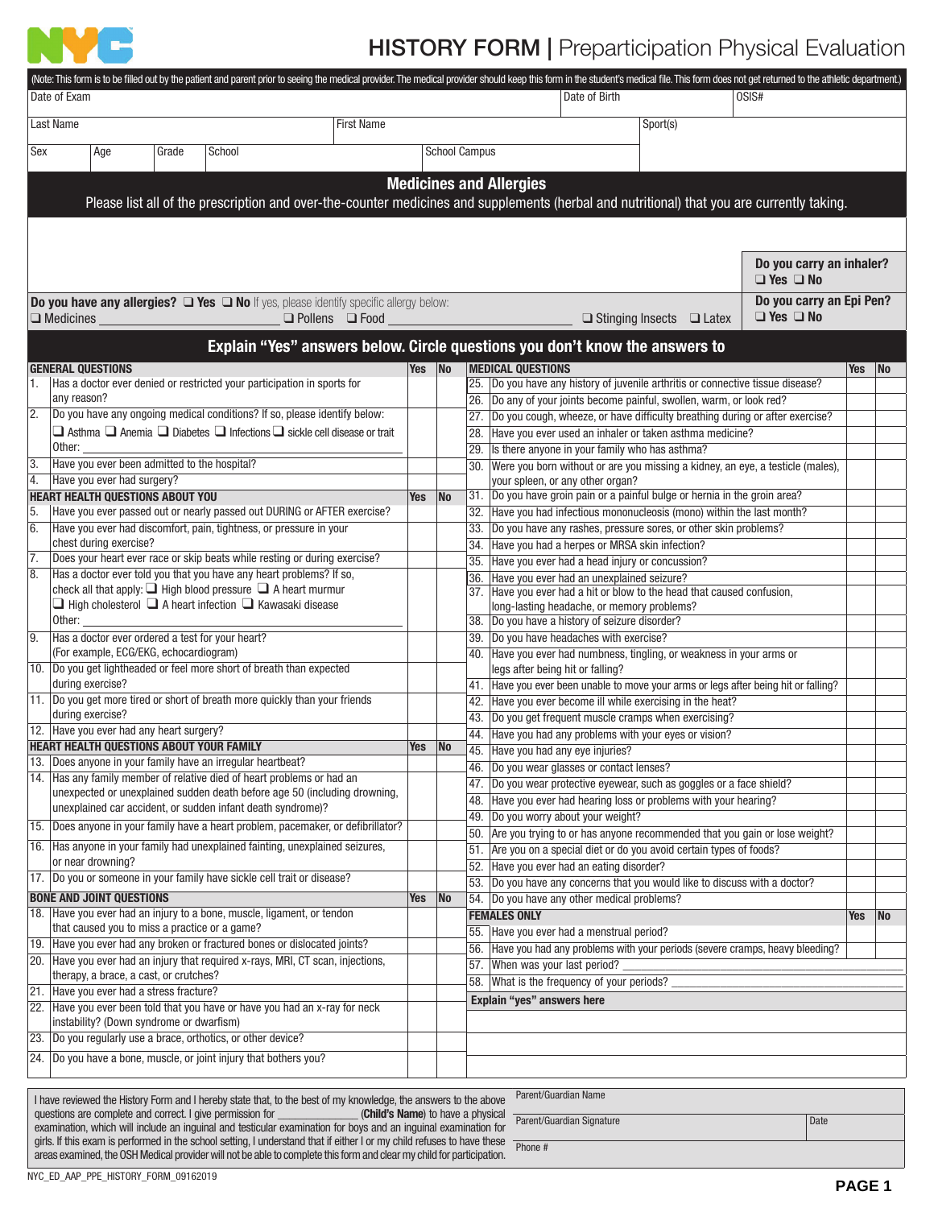# HISTORY FORM | Preparticipation Physical Evaluation

(Note: This form is to be filled out by the patient and parent prior to seeing the medical provider. The medical provider should keep this form in the student's medical file. This form does not get returned to the athletic department.)

| Date of Exam | | Date of Birth | OSIS# |
|---|---|---|---|
| Last Name | First Name | Sport(s) | |
| Sex | Age | Grade | School | School Campus |

## Medicines and Allergies

Please list all of the prescription and over-the-counter medicines and supplements (herbal and nutritional) that you are currently taking.

**Do you carry an inhaler?** ❑ Yes ❑ No

**Do you have any allergies?** ❑ Yes ❑ No If yes, please identify specific allergy below:
❑ Medicines ____________ ❑ Pollens ❑ Food ____________ ❑ Stinging Insects ❑ Latex

**Do you carry an Epi Pen?** ❑ Yes ❑ No

## Explain "Yes" answers below. Circle questions you don't know the answers to

| GENERAL QUESTIONS | Yes | No |
|---|---|---|
| 1. Has a doctor ever denied or restricted your participation in sports for any reason? | | |
| 2. Do you have any ongoing medical conditions? If so, please identify below: ❑ Asthma ❑ Anemia ❑ Diabetes ❑ Infections ❑ sickle cell disease or trait Other: ____ | | |
| 3. Have you ever been admitted to the hospital? | | |
| 4. Have you ever had surgery? | | |
| **HEART HEALTH QUESTIONS ABOUT YOU** | **Yes** | **No** |
| 5. Have you ever passed out or nearly passed out DURING or AFTER exercise? | | |
| 6. Have you ever had discomfort, pain, tightness, or pressure in your chest during exercise? | | |
| 7. Does your heart ever race or skip beats while resting or during exercise? | | |
| 8. Has a doctor ever told you that you have any heart problems? If so, check all that apply: ❑ High blood pressure ❑ A heart murmur ❑ High cholesterol ❑ A heart infection ❑ Kawasaki disease Other: ____ | | |
| 9. Has a doctor ever ordered a test for your heart? (For example, ECG/EKG, echocardiogram) | | |
| 10. Do you get lightheaded or feel more short of breath than expected during exercise? | | |
| 11. Do you get more tired or short of breath more quickly than your friends during exercise? | | |
| 12. Have you ever had any heart surgery? | | |
| **HEART HEALTH QUESTIONS ABOUT YOUR FAMILY** | **Yes** | **No** |
| 13. Does anyone in your family have an irregular heartbeat? | | |
| 14. Has any family member of relative died of heart problems or had an unexpected or unexplained sudden death before age 50 (including drowning, unexplained car accident, or sudden infant death syndrome)? | | |
| 15. Does anyone in your family have a heart problem, pacemaker, or defibrillator? | | |
| 16. Has anyone in your family had unexplained fainting, unexplained seizures, or near drowning? | | |
| 17. Do you or someone in your family have sickle cell trait or disease? | | |
| **BONE AND JOINT QUESTIONS** | **Yes** | **No** |
| 18. Have you ever had an injury to a bone, muscle, ligament, or tendon that caused you to miss a practice or a game? | | |
| 19. Have you ever had any broken or fractured bones or dislocated joints? | | |
| 20. Have you ever had an injury that required x-rays, MRI, CT scan, injections, therapy, a brace, a cast, or crutches? | | |
| 21. Have you ever had a stress fracture? | | |
| 22. Have you ever been told that you have or have you had an x-ray for neck instability? (Down syndrome or dwarfism) | | |
| 23. Do you regularly use a brace, orthotics, or other device? | | |
| 24. Do you have a bone, muscle, or joint injury that bothers you? | | |

| MEDICAL QUESTIONS | Yes | No |
|---|---|---|
| 25. Do you have any history of juvenile arthritis or connective tissue disease? | | |
| 26. Do any of your joints become painful, swollen, warm, or look red? | | |
| 27. Do you cough, wheeze, or have difficulty breathing during or after exercise? | | |
| 28. Have you ever used an inhaler or taken asthma medicine? | | |
| 29. Is there anyone in your family who has asthma? | | |
| 30. Were you born without or are you missing a kidney, an eye, a testicle (males), your spleen, or any other organ? | | |
| 31. Do you have groin pain or a painful bulge or hernia in the groin area? | | |
| 32. Have you had infectious mononucleosis (mono) within the last month? | | |
| 33. Do you have any rashes, pressure sores, or other skin problems? | | |
| 34. Have you had a herpes or MRSA skin infection? | | |
| 35. Have you ever had a head injury or concussion? | | |
| 36. Have you ever had an unexplained seizure? | | |
| 37. Have you ever had a hit or blow to the head that caused confusion, long-lasting headache, or memory problems? | | |
| 38. Do you have a history of seizure disorder? | | |
| 39. Do you have headaches with exercise? | | |
| 40. Have you ever had numbness, tingling, or weakness in your arms or legs after being hit or falling? | | |
| 41. Have you ever been unable to move your arms or legs after being hit or falling? | | |
| 42. Have you ever become ill while exercising in the heat? | | |
| 43. Do you get frequent muscle cramps when exercising? | | |
| 44. Have you had any problems with your eyes or vision? | | |
| 45. Have you had any eye injuries? | | |
| 46. Do you wear glasses or contact lenses? | | |
| 47. Do you wear protective eyewear, such as goggles or a face shield? | | |
| 48. Have you ever had hearing loss or problems with your hearing? | | |
| 49. Do you worry about your weight? | | |
| 50. Are you trying to or has anyone recommended that you gain or lose weight? | | |
| 51. Are you on a special diet or do you avoid certain types of foods? | | |
| 52. Have you ever had an eating disorder? | | |
| 53. Do you have any concerns that you would like to discuss with a doctor? | | |
| 54. Do you have any other medical problems? | | |
| **FEMALES ONLY** | **Yes** | **No** |
| 55. Have you ever had a menstrual period? | | |
| 56. Have you had any problems with your periods (severe cramps, heavy bleeding)? | | |
| 57. When was your last period? ____ | | |
| 58. What is the frequency of your periods? ____ | | |

**Explain "yes" answers here**

I have reviewed the History Form and I hereby state that, to the best of my knowledge, the answers to the above questions are complete and correct. I give permission for ____________ (**Child's Name**) to have a physical examination, which will include an inguinal and testicular examination for boys and an inguinal examination for girls. If this exam is performed in the school setting, I understand that if either I or my child refuses to have these areas examined, the OSH Medical provider will not be able to complete this form and clear my child for participation.

| Parent/Guardian Name | |
|---|---|
| Parent/Guardian Signature | Date |
| Phone # | |

NYC_ED_AAP_PPE_HISTORY_FORM_09162019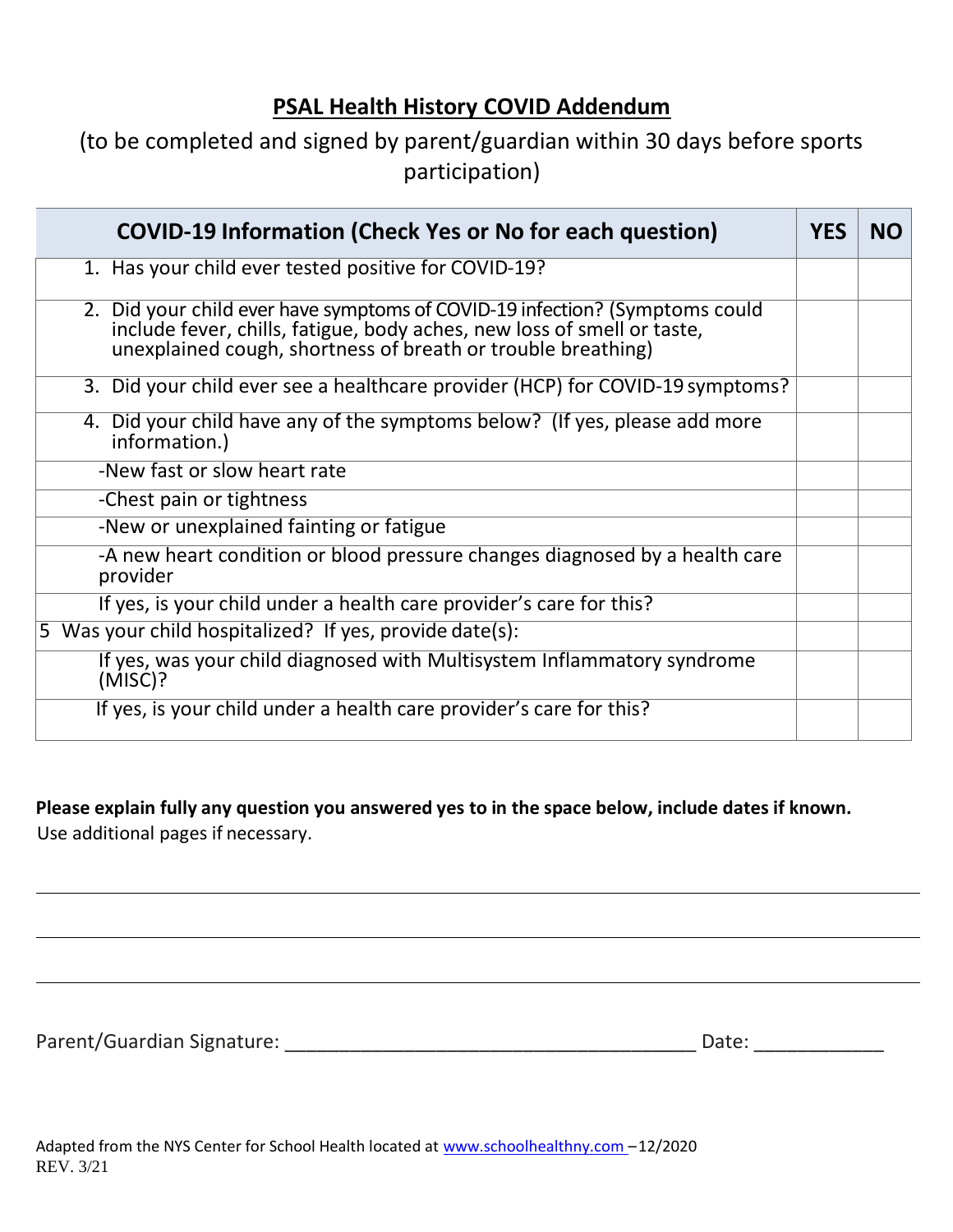# PSAL Health History COVID Addendum

(to be completed and signed by parent/guardian within 30 days before sports participation)

| COVID-19 Information (Check Yes or No for each question) | YES | NO |
|---|---|---|
| 1. Has your child ever tested positive for COVID-19? | | |
| 2. Did your child ever have symptoms of COVID-19 infection? (Symptoms could include fever, chills, fatigue, body aches, new loss of smell or taste, unexplained cough, shortness of breath or trouble breathing) | | |
| 3. Did your child ever see a healthcare provider (HCP) for COVID-19 symptoms? | | |
| 4. Did your child have any of the symptoms below? (If yes, please add more information.) | | |
| -New fast or slow heart rate | | |
| -Chest pain or tightness | | |
| -New or unexplained fainting or fatigue | | |
| -A new heart condition or blood pressure changes diagnosed by a health care provider | | |
| If yes, is your child under a health care provider's care for this? | | |
| 5 Was your child hospitalized? If yes, provide date(s): | | |
| If yes, was your child diagnosed with Multisystem Inflammatory syndrome (MISC)? | | |
| If yes, is your child under a health care provider's care for this? | | |

**Please explain fully any question you answered yes to in the space below, include dates if known.** Use additional pages if necessary.

______________________________________________________________________

______________________________________________________________________

______________________________________________________________________

Parent/Guardian Signature: ______________________________________ Date: ____________

Adapted from the NYS Center for School Health located at www.schoolhealthny.com –12/2020
REV. 3/21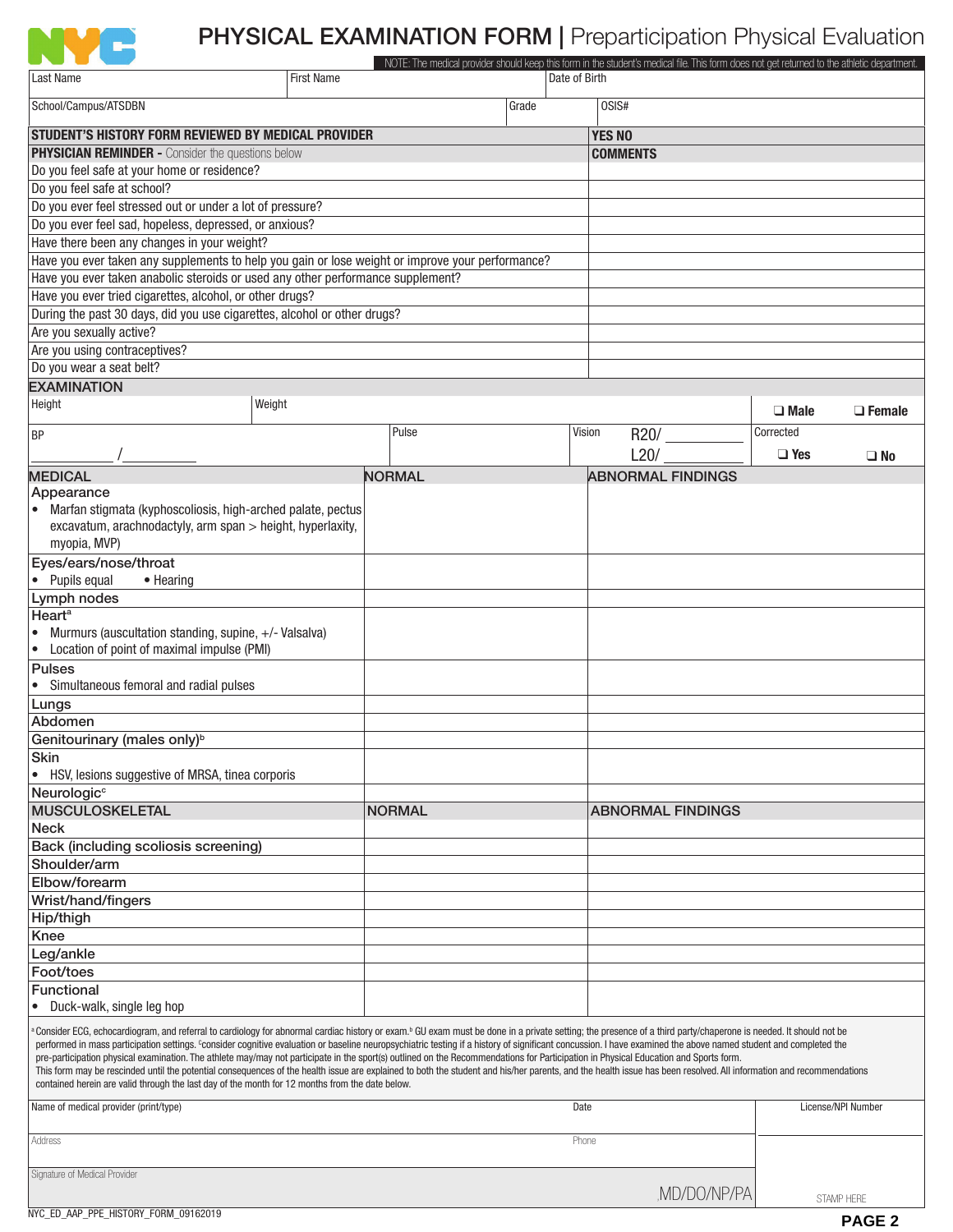# PHYSICAL EXAMINATION FORM | Preparticipation Physical Evaluation

NOTE: The medical provider should keep this form in the student's medical file. This form does not get returned to the athletic department.

| Last Name | First Name | Date of Birth |
|---|---|---|
| School/Campus/ATSDBN | Grade | OSIS# |

| STUDENT'S HISTORY FORM REVIEWED BY MEDICAL PROVIDER | YES NO |
|---|---|
| **PHYSICIAN REMINDER -** Consider the questions below | **COMMENTS** |
| Do you feel safe at your home or residence? | |
| Do you feel safe at school? | |
| Do you ever feel stressed out or under a lot of pressure? | |
| Do you ever feel sad, hopeless, depressed, or anxious? | |
| Have there been any changes in your weight? | |
| Have you ever taken any supplements to help you gain or lose weight or improve your performance? | |
| Have you ever taken anabolic steroids or used any other performance supplement? | |
| Have you ever tried cigarettes, alcohol, or other drugs? | |
| During the past 30 days, did you use cigarettes, alcohol or other drugs? | |
| Are you sexually active? | |
| Are you using contraceptives? | |
| Do you wear a seat belt? | |

## EXAMINATION

| Height | Weight | | ❑ Male | ❑ Female |
|---|---|---|---|---|
| BP ______ / ______ | Pulse | Vision R20/ ______ L20/ ______ | Corrected ❑ Yes | ❑ No |

| MEDICAL | NORMAL | ABNORMAL FINDINGS |
|---|---|---|
| Appearance • Marfan stigmata (kyphoscoliosis, high-arched palate, pectus excavatum, arachnodactyly, arm span > height, hyperlaxity, myopia, MVP) | | |
| Eyes/ears/nose/throat • Pupils equal • Hearing | | |
| Lymph nodes | | |
| Heart[a] • Murmurs (auscultation standing, supine, +/- Valsalva) • Location of point of maximal impulse (PMI) | | |
| Pulses • Simultaneous femoral and radial pulses | | |
| Lungs | | |
| Abdomen | | |
| Genitourinary (males only)[b] | | |
| Skin • HSV, lesions suggestive of MRSA, tinea corporis | | |
| Neurologic[c] | | |

| MUSCULOSKELETAL | NORMAL | ABNORMAL FINDINGS |
|---|---|---|
| Neck | | |
| Back (including scoliosis screening) | | |
| Shoulder/arm | | |
| Elbow/forearm | | |
| Wrist/hand/fingers | | |
| Hip/thigh | | |
| Knee | | |
| Leg/ankle | | |
| Foot/toes | | |
| Functional • Duck-walk, single leg hop | | |

[a] Consider ECG, echocardiogram, and referral to cardiology for abnormal cardiac history or exam.[b] GU exam must be done in a private setting; the presence of a third party/chaperone is needed. It should not be performed in mass participation settings. [c]consider cognitive evaluation or baseline neuropsychiatric testing if a history of significant concussion. I have examined the above named student and completed the pre-participation physical examination. The athlete may/may not participate in the sport(s) outlined on the Recommendations for Participation in Physical Education and Sports form.
This form may be rescinded until the potential consequences of the health issue are explained to both the student and his/her parents, and the health issue has been resolved. All information and recommendations contained herein are valid through the last day of the month for 12 months from the date below.

| Name of medical provider (print/type) | Date | License/NPI Number |
|---|---|---|
| Address | Phone | |
| Signature of Medical Provider | MD/DO/NP/PA | STAMP HERE |

NYC_ED_AAP_PPE_HISTORY_FORM_09162019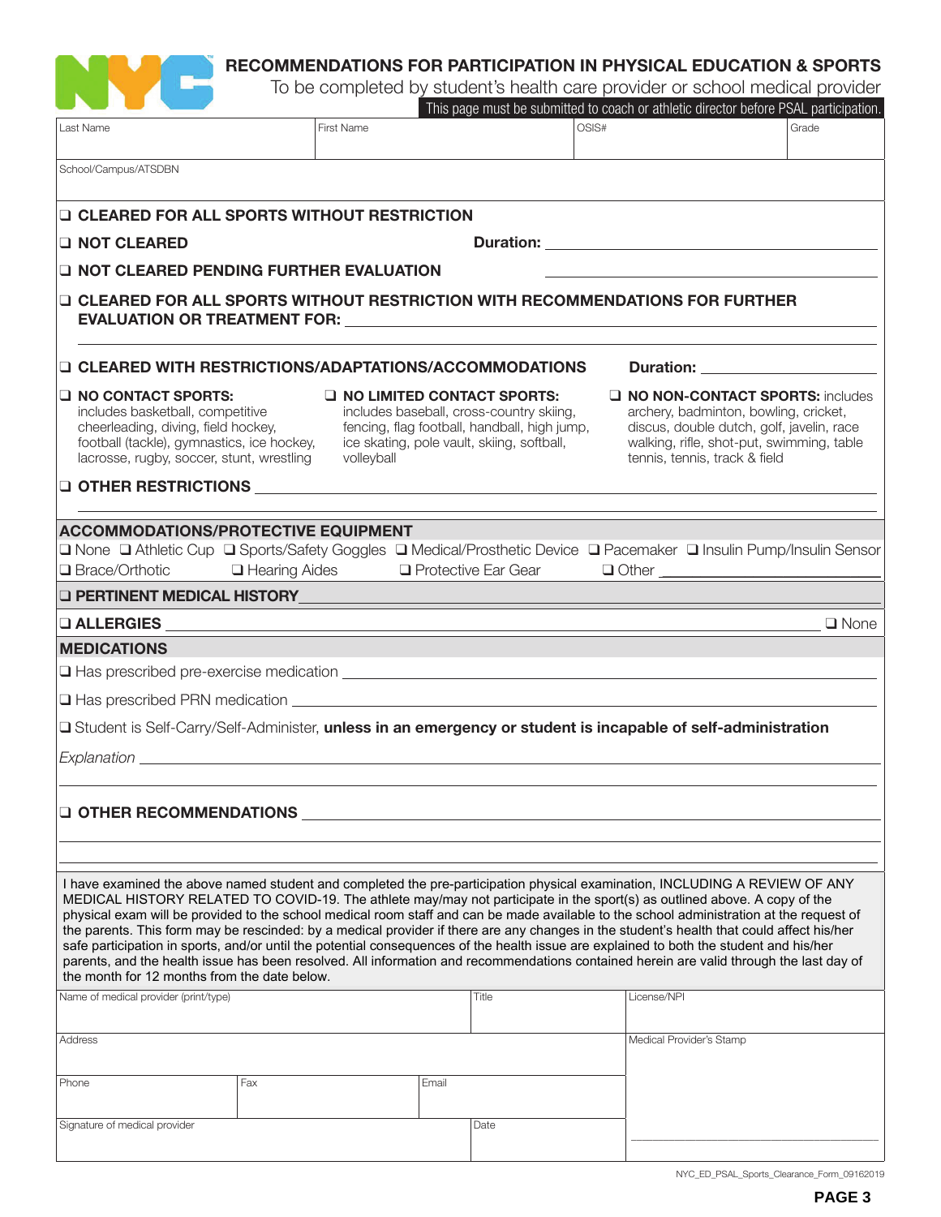# RECOMMENDATIONS FOR PARTICIPATION IN PHYSICAL EDUCATION & SPORTS

To be completed by student's health care provider or school medical provider

This page must be submitted to coach or athletic director before PSAL participation.

| Last Name | First Name | OSIS# | Grade |
|---|---|---|---|
| | | | |

School/Campus/ATSDBN

❑ **CLEARED FOR ALL SPORTS WITHOUT RESTRICTION**

❑ **NOT CLEARED** **Duration:** ______________________

❑ **NOT CLEARED PENDING FURTHER EVALUATION** ______________________

❑ **CLEARED FOR ALL SPORTS WITHOUT RESTRICTION WITH RECOMMENDATIONS FOR FURTHER EVALUATION OR TREATMENT FOR:** ______________________

❑ **CLEARED WITH RESTRICTIONS/ADAPTATIONS/ACCOMMODATIONS** **Duration:** ______________________

❑ **NO CONTACT SPORTS:** includes basketball, competitive cheerleading, diving, field hockey, football (tackle), gymnastics, ice hockey, lacrosse, rugby, soccer, stunt, wrestling

❑ **NO LIMITED CONTACT SPORTS:** includes baseball, cross-country skiing, fencing, flag football, handball, high jump, ice skating, pole vault, skiing, softball, volleyball

❑ **NO NON-CONTACT SPORTS:** includes archery, badminton, bowling, cricket, discus, double dutch, golf, javelin, race walking, rifle, shot-put, swimming, table tennis, tennis, track & field

❑ **OTHER RESTRICTIONS** ______________________

## ACCOMMODATIONS/PROTECTIVE EQUIPMENT

❑ None ❑ Athletic Cup ❑ Sports/Safety Goggles ❑ Medical/Prosthetic Device ❑ Pacemaker ❑ Insulin Pump/Insulin Sensor ❑ Brace/Orthotic ❑ Hearing Aides ❑ Protective Ear Gear ❑ Other ______________________

❑ **PERTINENT MEDICAL HISTORY** ______________________

❑ **ALLERGIES** ______________________ ❑ None

## MEDICATIONS

❑ Has prescribed pre-exercise medication ______________________

❑ Has prescribed PRN medication ______________________

❑ Student is Self-Carry/Self-Administer, **unless in an emergency or student is incapable of self-administration**

*Explanation* ______________________

❑ **OTHER RECOMMENDATIONS** ______________________

I have examined the above named student and completed the pre-participation physical examination, INCLUDING A REVIEW OF ANY MEDICAL HISTORY RELATED TO COVID-19. The athlete may/may not participate in the sport(s) as outlined above. A copy of the physical exam will be provided to the school medical room staff and can be made available to the school administration at the request of the parents. This form may be rescinded: by a medical provider if there are any changes in the student's health that could affect his/her safe participation in sports, and/or until the potential consequences of the health issue are explained to both the student and his/her parents, and the health issue has been resolved. All information and recommendations contained herein are valid through the last day of the month for 12 months from the date below.

| Name of medical provider (print/type) | | Title | License/NPI |
|---|---|---|---|
| Address | | | Medical Provider's Stamp |
| Phone | Fax | Email | |
| Signature of medical provider | | Date | |

NYC_ED_PSAL_Sports_Clearance_Form_09162019